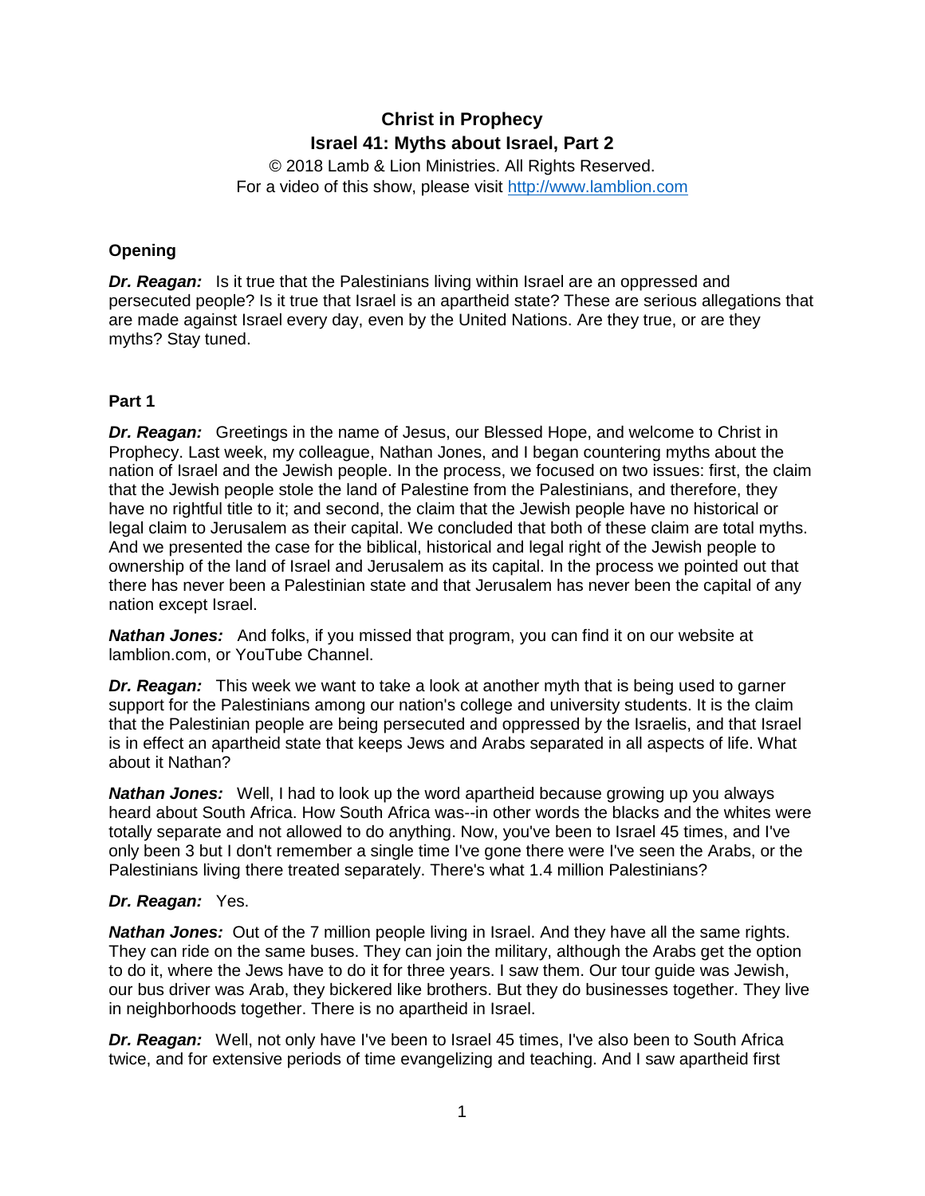# Christ in Prophecy

## Israel 41: Myths about Israel, Part 2

© 2018 Lamb & Lion Ministries. All Rights Reserved.
For a video of this show, please visit http://www.lamblion.com

### Opening

***Dr. Reagan:*** Is it true that the Palestinians living within Israel are an oppressed and persecuted people? Is it true that Israel is an apartheid state? These are serious allegations that are made against Israel every day, even by the United Nations. Are they true, or are they myths? Stay tuned.

### Part 1

***Dr. Reagan:*** Greetings in the name of Jesus, our Blessed Hope, and welcome to Christ in Prophecy. Last week, my colleague, Nathan Jones, and I began countering myths about the nation of Israel and the Jewish people. In the process, we focused on two issues: first, the claim that the Jewish people stole the land of Palestine from the Palestinians, and therefore, they have no rightful title to it; and second, the claim that the Jewish people have no historical or legal claim to Jerusalem as their capital. We concluded that both of these claim are total myths. And we presented the case for the biblical, historical and legal right of the Jewish people to ownership of the land of Israel and Jerusalem as its capital. In the process we pointed out that there has never been a Palestinian state and that Jerusalem has never been the capital of any nation except Israel.

***Nathan Jones:*** And folks, if you missed that program, you can find it on our website at lamblion.com, or YouTube Channel.

***Dr. Reagan:*** This week we want to take a look at another myth that is being used to garner support for the Palestinians among our nation's college and university students. It is the claim that the Palestinian people are being persecuted and oppressed by the Israelis, and that Israel is in effect an apartheid state that keeps Jews and Arabs separated in all aspects of life. What about it Nathan?

***Nathan Jones:*** Well, I had to look up the word apartheid because growing up you always heard about South Africa. How South Africa was--in other words the blacks and the whites were totally separate and not allowed to do anything. Now, you've been to Israel 45 times, and I've only been 3 but I don't remember a single time I've gone there were I've seen the Arabs, or the Palestinians living there treated separately. There's what 1.4 million Palestinians?

***Dr. Reagan:*** Yes.

***Nathan Jones:*** Out of the 7 million people living in Israel. And they have all the same rights. They can ride on the same buses. They can join the military, although the Arabs get the option to do it, where the Jews have to do it for three years. I saw them. Our tour guide was Jewish, our bus driver was Arab, they bickered like brothers. But they do businesses together. They live in neighborhoods together. There is no apartheid in Israel.

***Dr. Reagan:*** Well, not only have I've been to Israel 45 times, I've also been to South Africa twice, and for extensive periods of time evangelizing and teaching. And I saw apartheid first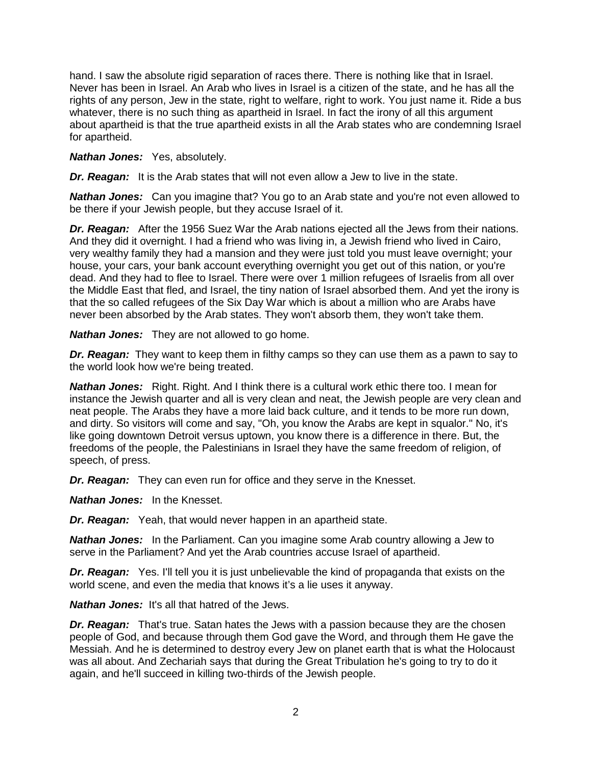hand. I saw the absolute rigid separation of races there. There is nothing like that in Israel. Never has been in Israel. An Arab who lives in Israel is a citizen of the state, and he has all the rights of any person, Jew in the state, right to welfare, right to work. You just name it. Ride a bus whatever, there is no such thing as apartheid in Israel. In fact the irony of all this argument about apartheid is that the true apartheid exists in all the Arab states who are condemning Israel for apartheid.

***Nathan Jones:*** Yes, absolutely.

***Dr. Reagan:*** It is the Arab states that will not even allow a Jew to live in the state.

***Nathan Jones:*** Can you imagine that? You go to an Arab state and you're not even allowed to be there if your Jewish people, but they accuse Israel of it.

***Dr. Reagan:*** After the 1956 Suez War the Arab nations ejected all the Jews from their nations. And they did it overnight. I had a friend who was living in, a Jewish friend who lived in Cairo, very wealthy family they had a mansion and they were just told you must leave overnight; your house, your cars, your bank account everything overnight you get out of this nation, or you're dead. And they had to flee to Israel. There were over 1 million refugees of Israelis from all over the Middle East that fled, and Israel, the tiny nation of Israel absorbed them. And yet the irony is that the so called refugees of the Six Day War which is about a million who are Arabs have never been absorbed by the Arab states. They won't absorb them, they won't take them.

***Nathan Jones:*** They are not allowed to go home.

***Dr. Reagan:*** They want to keep them in filthy camps so they can use them as a pawn to say to the world look how we're being treated.

***Nathan Jones:*** Right. Right. And I think there is a cultural work ethic there too. I mean for instance the Jewish quarter and all is very clean and neat, the Jewish people are very clean and neat people. The Arabs they have a more laid back culture, and it tends to be more run down, and dirty. So visitors will come and say, "Oh, you know the Arabs are kept in squalor." No, it's like going downtown Detroit versus uptown, you know there is a difference in there. But, the freedoms of the people, the Palestinians in Israel they have the same freedom of religion, of speech, of press.

***Dr. Reagan:*** They can even run for office and they serve in the Knesset.

***Nathan Jones:*** In the Knesset.

***Dr. Reagan:*** Yeah, that would never happen in an apartheid state.

***Nathan Jones:*** In the Parliament. Can you imagine some Arab country allowing a Jew to serve in the Parliament? And yet the Arab countries accuse Israel of apartheid.

***Dr. Reagan:*** Yes. I'll tell you it is just unbelievable the kind of propaganda that exists on the world scene, and even the media that knows it's a lie uses it anyway.

***Nathan Jones:*** It's all that hatred of the Jews.

***Dr. Reagan:*** That's true. Satan hates the Jews with a passion because they are the chosen people of God, and because through them God gave the Word, and through them He gave the Messiah. And he is determined to destroy every Jew on planet earth that is what the Holocaust was all about. And Zechariah says that during the Great Tribulation he's going to try to do it again, and he'll succeed in killing two-thirds of the Jewish people.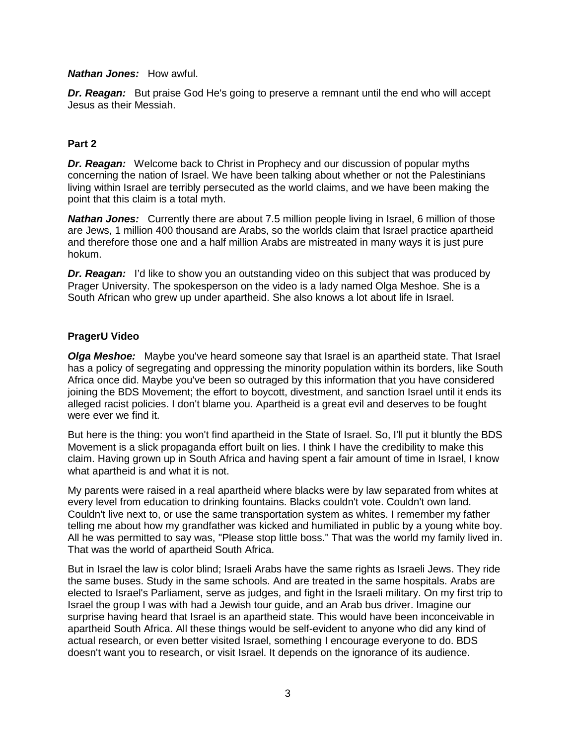***Nathan Jones:*** How awful.

***Dr. Reagan:*** But praise God He's going to preserve a remnant until the end who will accept Jesus as their Messiah.

**Part 2**

***Dr. Reagan:*** Welcome back to Christ in Prophecy and our discussion of popular myths concerning the nation of Israel. We have been talking about whether or not the Palestinians living within Israel are terribly persecuted as the world claims, and we have been making the point that this claim is a total myth.

***Nathan Jones:*** Currently there are about 7.5 million people living in Israel, 6 million of those are Jews, 1 million 400 thousand are Arabs, so the worlds claim that Israel practice apartheid and therefore those one and a half million Arabs are mistreated in many ways it is just pure hokum.

***Dr. Reagan:*** I'd like to show you an outstanding video on this subject that was produced by Prager University. The spokesperson on the video is a lady named Olga Meshoe. She is a South African who grew up under apartheid. She also knows a lot about life in Israel.

**PragerU Video**

***Olga Meshoe:*** Maybe you've heard someone say that Israel is an apartheid state. That Israel has a policy of segregating and oppressing the minority population within its borders, like South Africa once did. Maybe you've been so outraged by this information that you have considered joining the BDS Movement; the effort to boycott, divestment, and sanction Israel until it ends its alleged racist policies. I don't blame you. Apartheid is a great evil and deserves to be fought were ever we find it.

But here is the thing: you won't find apartheid in the State of Israel. So, I'll put it bluntly the BDS Movement is a slick propaganda effort built on lies. I think I have the credibility to make this claim. Having grown up in South Africa and having spent a fair amount of time in Israel, I know what apartheid is and what it is not.

My parents were raised in a real apartheid where blacks were by law separated from whites at every level from education to drinking fountains. Blacks couldn't vote. Couldn't own land. Couldn't live next to, or use the same transportation system as whites. I remember my father telling me about how my grandfather was kicked and humiliated in public by a young white boy. All he was permitted to say was, "Please stop little boss." That was the world my family lived in. That was the world of apartheid South Africa.

But in Israel the law is color blind; Israeli Arabs have the same rights as Israeli Jews. They ride the same buses. Study in the same schools. And are treated in the same hospitals. Arabs are elected to Israel's Parliament, serve as judges, and fight in the Israeli military. On my first trip to Israel the group I was with had a Jewish tour guide, and an Arab bus driver. Imagine our surprise having heard that Israel is an apartheid state. This would have been inconceivable in apartheid South Africa. All these things would be self-evident to anyone who did any kind of actual research, or even better visited Israel, something I encourage everyone to do. BDS doesn't want you to research, or visit Israel. It depends on the ignorance of its audience.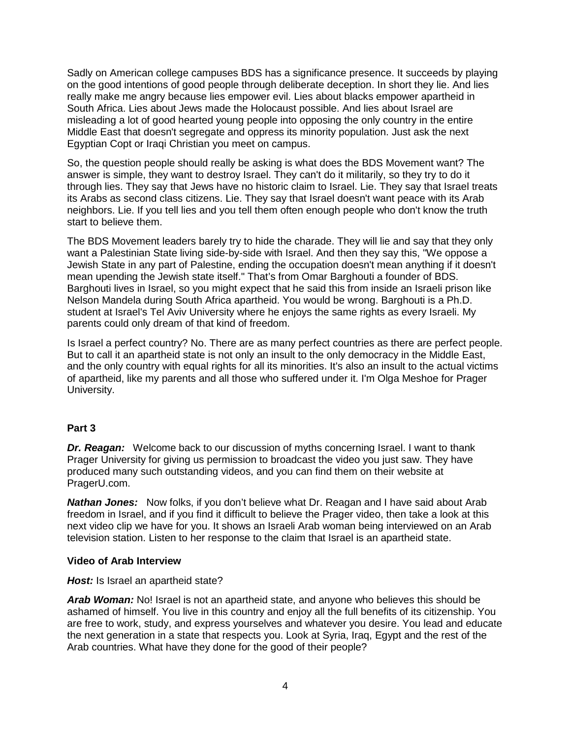Sadly on American college campuses BDS has a significance presence. It succeeds by playing on the good intentions of good people through deliberate deception. In short they lie. And lies really make me angry because lies empower evil. Lies about blacks empower apartheid in South Africa. Lies about Jews made the Holocaust possible. And lies about Israel are misleading a lot of good hearted young people into opposing the only country in the entire Middle East that doesn't segregate and oppress its minority population. Just ask the next Egyptian Copt or Iraqi Christian you meet on campus.

So, the question people should really be asking is what does the BDS Movement want? The answer is simple, they want to destroy Israel. They can't do it militarily, so they try to do it through lies. They say that Jews have no historic claim to Israel. Lie. They say that Israel treats its Arabs as second class citizens. Lie. They say that Israel doesn't want peace with its Arab neighbors. Lie. If you tell lies and you tell them often enough people who don't know the truth start to believe them.

The BDS Movement leaders barely try to hide the charade. They will lie and say that they only want a Palestinian State living side-by-side with Israel. And then they say this, "We oppose a Jewish State in any part of Palestine, ending the occupation doesn't mean anything if it doesn't mean upending the Jewish state itself." That's from Omar Barghouti a founder of BDS. Barghouti lives in Israel, so you might expect that he said this from inside an Israeli prison like Nelson Mandela during South Africa apartheid. You would be wrong. Barghouti is a Ph.D. student at Israel's Tel Aviv University where he enjoys the same rights as every Israeli. My parents could only dream of that kind of freedom.

Is Israel a perfect country? No. There are as many perfect countries as there are perfect people. But to call it an apartheid state is not only an insult to the only democracy in the Middle East, and the only country with equal rights for all its minorities. It's also an insult to the actual victims of apartheid, like my parents and all those who suffered under it. I'm Olga Meshoe for Prager University.

**Part 3**

***Dr. Reagan:*** Welcome back to our discussion of myths concerning Israel. I want to thank Prager University for giving us permission to broadcast the video you just saw. They have produced many such outstanding videos, and you can find them on their website at PragerU.com.

***Nathan Jones:*** Now folks, if you don't believe what Dr. Reagan and I have said about Arab freedom in Israel, and if you find it difficult to believe the Prager video, then take a look at this next video clip we have for you. It shows an Israeli Arab woman being interviewed on an Arab television station. Listen to her response to the claim that Israel is an apartheid state.

**Video of Arab Interview**

***Host:*** Is Israel an apartheid state?

***Arab Woman:*** No! Israel is not an apartheid state, and anyone who believes this should be ashamed of himself. You live in this country and enjoy all the full benefits of its citizenship. You are free to work, study, and express yourselves and whatever you desire. You lead and educate the next generation in a state that respects you. Look at Syria, Iraq, Egypt and the rest of the Arab countries. What have they done for the good of their people?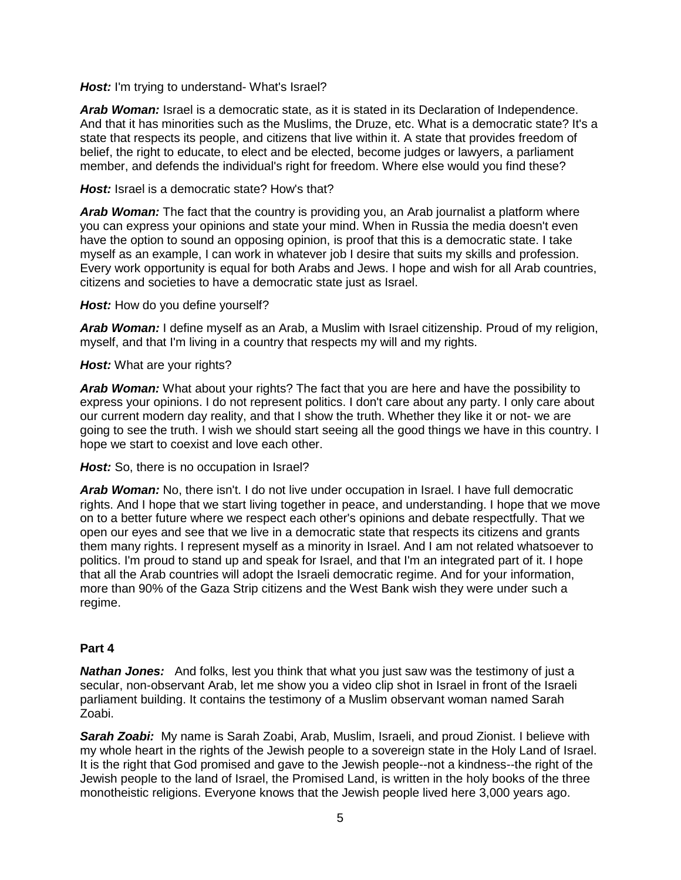***Host:*** I'm trying to understand- What's Israel?

***Arab Woman:*** Israel is a democratic state, as it is stated in its Declaration of Independence. And that it has minorities such as the Muslims, the Druze, etc. What is a democratic state? It's a state that respects its people, and citizens that live within it. A state that provides freedom of belief, the right to educate, to elect and be elected, become judges or lawyers, a parliament member, and defends the individual's right for freedom. Where else would you find these?

***Host:*** Israel is a democratic state? How's that?

***Arab Woman:*** The fact that the country is providing you, an Arab journalist a platform where you can express your opinions and state your mind. When in Russia the media doesn't even have the option to sound an opposing opinion, is proof that this is a democratic state. I take myself as an example, I can work in whatever job I desire that suits my skills and profession. Every work opportunity is equal for both Arabs and Jews. I hope and wish for all Arab countries, citizens and societies to have a democratic state just as Israel.

***Host:*** How do you define yourself?

***Arab Woman:*** I define myself as an Arab, a Muslim with Israel citizenship. Proud of my religion, myself, and that I'm living in a country that respects my will and my rights.

***Host:*** What are your rights?

***Arab Woman:*** What about your rights? The fact that you are here and have the possibility to express your opinions. I do not represent politics. I don't care about any party. I only care about our current modern day reality, and that I show the truth. Whether they like it or not- we are going to see the truth. I wish we should start seeing all the good things we have in this country. I hope we start to coexist and love each other.

***Host:*** So, there is no occupation in Israel?

***Arab Woman:*** No, there isn't. I do not live under occupation in Israel. I have full democratic rights. And I hope that we start living together in peace, and understanding. I hope that we move on to a better future where we respect each other's opinions and debate respectfully. That we open our eyes and see that we live in a democratic state that respects its citizens and grants them many rights. I represent myself as a minority in Israel. And I am not related whatsoever to politics. I'm proud to stand up and speak for Israel, and that I'm an integrated part of it. I hope that all the Arab countries will adopt the Israeli democratic regime. And for your information, more than 90% of the Gaza Strip citizens and the West Bank wish they were under such a regime.

**Part 4**

***Nathan Jones:*** And folks, lest you think that what you just saw was the testimony of just a secular, non-observant Arab, let me show you a video clip shot in Israel in front of the Israeli parliament building. It contains the testimony of a Muslim observant woman named Sarah Zoabi.

***Sarah Zoabi:*** My name is Sarah Zoabi, Arab, Muslim, Israeli, and proud Zionist. I believe with my whole heart in the rights of the Jewish people to a sovereign state in the Holy Land of Israel. It is the right that God promised and gave to the Jewish people--not a kindness--the right of the Jewish people to the land of Israel, the Promised Land, is written in the holy books of the three monotheistic religions. Everyone knows that the Jewish people lived here 3,000 years ago.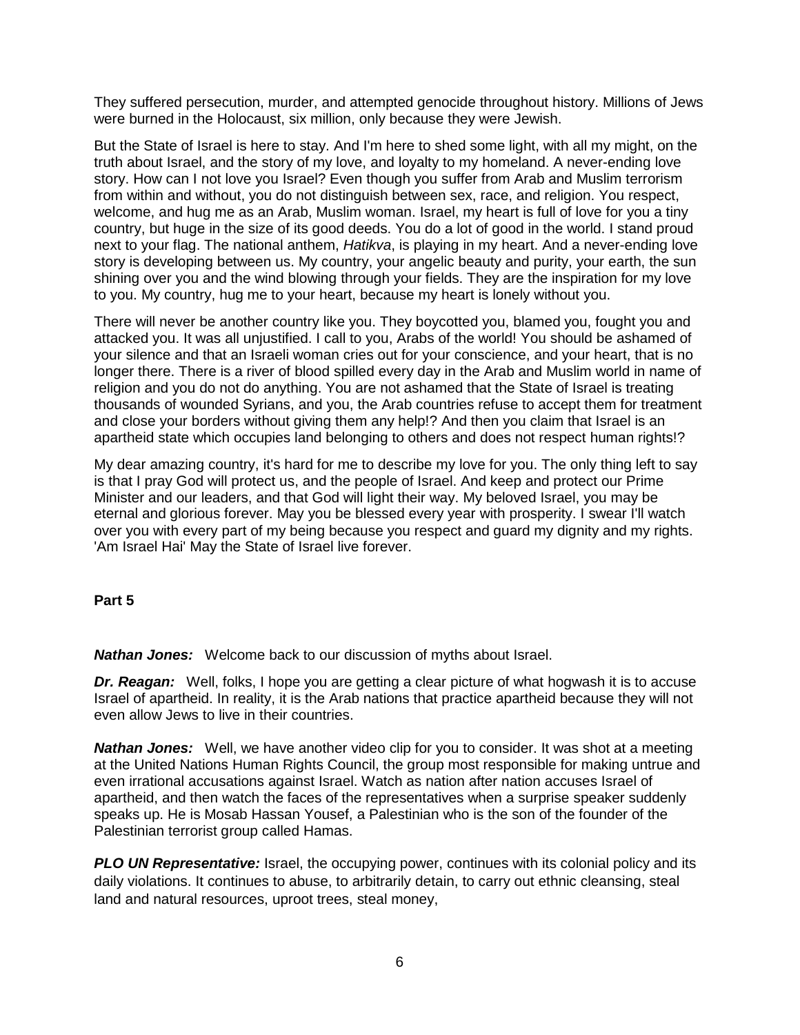They suffered persecution, murder, and attempted genocide throughout history. Millions of Jews were burned in the Holocaust, six million, only because they were Jewish.

But the State of Israel is here to stay. And I'm here to shed some light, with all my might, on the truth about Israel, and the story of my love, and loyalty to my homeland. A never-ending love story. How can I not love you Israel? Even though you suffer from Arab and Muslim terrorism from within and without, you do not distinguish between sex, race, and religion. You respect, welcome, and hug me as an Arab, Muslim woman. Israel, my heart is full of love for you a tiny country, but huge in the size of its good deeds. You do a lot of good in the world. I stand proud next to your flag. The national anthem, *Hatikva*, is playing in my heart. And a never-ending love story is developing between us. My country, your angelic beauty and purity, your earth, the sun shining over you and the wind blowing through your fields. They are the inspiration for my love to you. My country, hug me to your heart, because my heart is lonely without you.

There will never be another country like you. They boycotted you, blamed you, fought you and attacked you. It was all unjustified. I call to you, Arabs of the world! You should be ashamed of your silence and that an Israeli woman cries out for your conscience, and your heart, that is no longer there. There is a river of blood spilled every day in the Arab and Muslim world in name of religion and you do not do anything. You are not ashamed that the State of Israel is treating thousands of wounded Syrians, and you, the Arab countries refuse to accept them for treatment and close your borders without giving them any help!? And then you claim that Israel is an apartheid state which occupies land belonging to others and does not respect human rights!?

My dear amazing country, it's hard for me to describe my love for you. The only thing left to say is that I pray God will protect us, and the people of Israel. And keep and protect our Prime Minister and our leaders, and that God will light their way. My beloved Israel, you may be eternal and glorious forever. May you be blessed every year with prosperity. I swear I'll watch over you with every part of my being because you respect and guard my dignity and my rights. 'Am Israel Hai' May the State of Israel live forever.

**Part 5**

***Nathan Jones:*** Welcome back to our discussion of myths about Israel.

***Dr. Reagan:*** Well, folks, I hope you are getting a clear picture of what hogwash it is to accuse Israel of apartheid. In reality, it is the Arab nations that practice apartheid because they will not even allow Jews to live in their countries.

***Nathan Jones:*** Well, we have another video clip for you to consider. It was shot at a meeting at the United Nations Human Rights Council, the group most responsible for making untrue and even irrational accusations against Israel. Watch as nation after nation accuses Israel of apartheid, and then watch the faces of the representatives when a surprise speaker suddenly speaks up. He is Mosab Hassan Yousef, a Palestinian who is the son of the founder of the Palestinian terrorist group called Hamas.

***PLO UN Representative:*** Israel, the occupying power, continues with its colonial policy and its daily violations. It continues to abuse, to arbitrarily detain, to carry out ethnic cleansing, steal land and natural resources, uproot trees, steal money,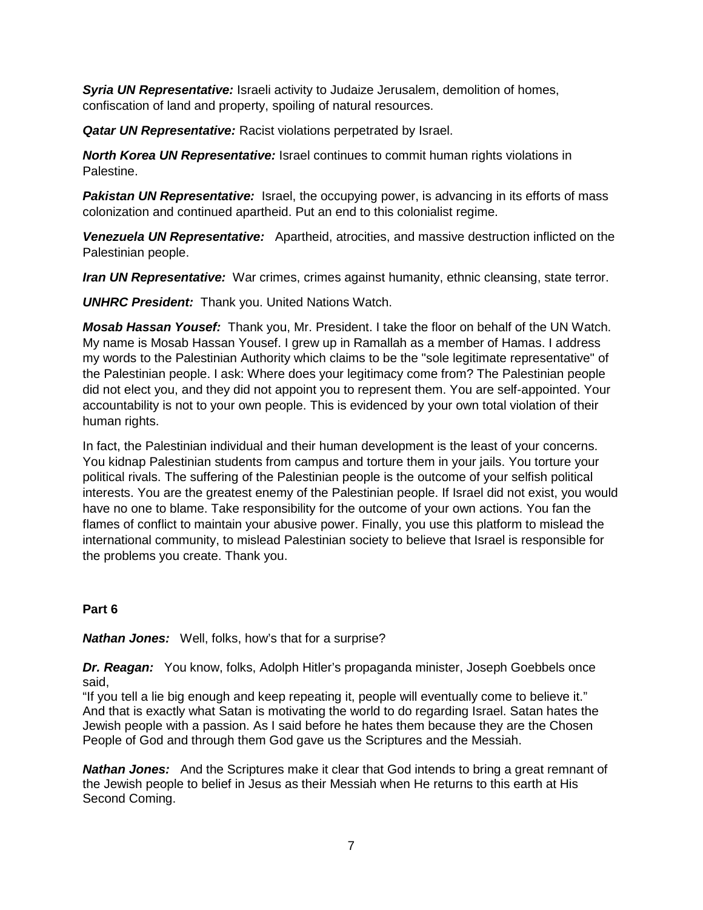***Syria UN Representative:*** Israeli activity to Judaize Jerusalem, demolition of homes, confiscation of land and property, spoiling of natural resources.

***Qatar UN Representative:*** Racist violations perpetrated by Israel.

***North Korea UN Representative:*** Israel continues to commit human rights violations in Palestine.

***Pakistan UN Representative:*** Israel, the occupying power, is advancing in its efforts of mass colonization and continued apartheid. Put an end to this colonialist regime.

***Venezuela UN Representative:*** Apartheid, atrocities, and massive destruction inflicted on the Palestinian people.

***Iran UN Representative:*** War crimes, crimes against humanity, ethnic cleansing, state terror.

***UNHRC President:*** Thank you. United Nations Watch.

***Mosab Hassan Yousef:*** Thank you, Mr. President. I take the floor on behalf of the UN Watch. My name is Mosab Hassan Yousef. I grew up in Ramallah as a member of Hamas. I address my words to the Palestinian Authority which claims to be the "sole legitimate representative" of the Palestinian people. I ask: Where does your legitimacy come from? The Palestinian people did not elect you, and they did not appoint you to represent them. You are self-appointed. Your accountability is not to your own people. This is evidenced by your own total violation of their human rights.

In fact, the Palestinian individual and their human development is the least of your concerns. You kidnap Palestinian students from campus and torture them in your jails. You torture your political rivals. The suffering of the Palestinian people is the outcome of your selfish political interests. You are the greatest enemy of the Palestinian people. If Israel did not exist, you would have no one to blame. Take responsibility for the outcome of your own actions. You fan the flames of conflict to maintain your abusive power. Finally, you use this platform to mislead the international community, to mislead Palestinian society to believe that Israel is responsible for the problems you create. Thank you.

**Part 6**

***Nathan Jones:*** Well, folks, how's that for a surprise?

***Dr. Reagan:*** You know, folks, Adolph Hitler's propaganda minister, Joseph Goebbels once said,
"If you tell a lie big enough and keep repeating it, people will eventually come to believe it." And that is exactly what Satan is motivating the world to do regarding Israel. Satan hates the Jewish people with a passion. As I said before he hates them because they are the Chosen People of God and through them God gave us the Scriptures and the Messiah.

***Nathan Jones:*** And the Scriptures make it clear that God intends to bring a great remnant of the Jewish people to belief in Jesus as their Messiah when He returns to this earth at His Second Coming.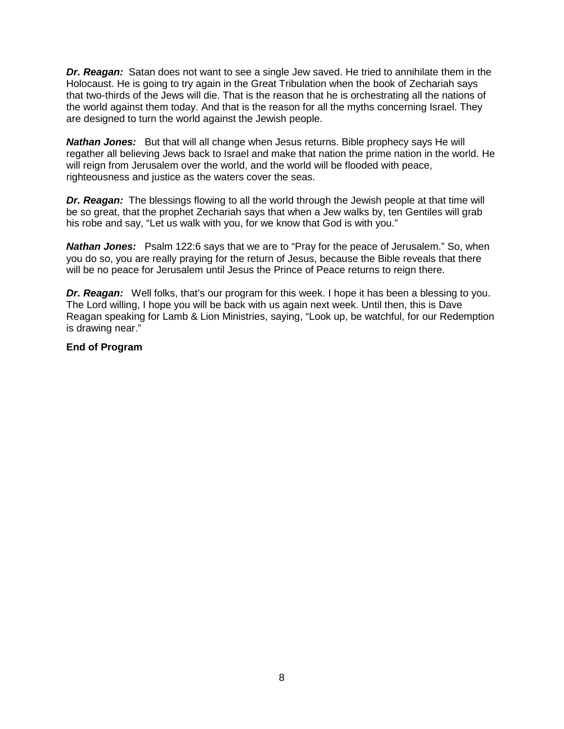***Dr. Reagan:*** Satan does not want to see a single Jew saved. He tried to annihilate them in the Holocaust. He is going to try again in the Great Tribulation when the book of Zechariah says that two-thirds of the Jews will die. That is the reason that he is orchestrating all the nations of the world against them today. And that is the reason for all the myths concerning Israel. They are designed to turn the world against the Jewish people.

***Nathan Jones:*** But that will all change when Jesus returns. Bible prophecy says He will regather all believing Jews back to Israel and make that nation the prime nation in the world. He will reign from Jerusalem over the world, and the world will be flooded with peace, righteousness and justice as the waters cover the seas.

***Dr. Reagan:*** The blessings flowing to all the world through the Jewish people at that time will be so great, that the prophet Zechariah says that when a Jew walks by, ten Gentiles will grab his robe and say, "Let us walk with you, for we know that God is with you."

***Nathan Jones:*** Psalm 122:6 says that we are to "Pray for the peace of Jerusalem." So, when you do so, you are really praying for the return of Jesus, because the Bible reveals that there will be no peace for Jerusalem until Jesus the Prince of Peace returns to reign there.

***Dr. Reagan:*** Well folks, that's our program for this week. I hope it has been a blessing to you. The Lord willing, I hope you will be back with us again next week. Until then, this is Dave Reagan speaking for Lamb & Lion Ministries, saying, "Look up, be watchful, for our Redemption is drawing near."

**End of Program**